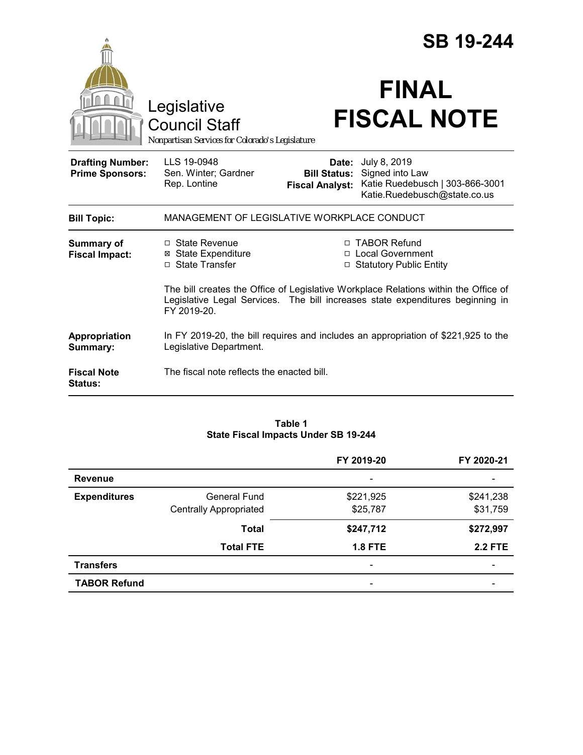# SB 19-244

Legislative Council Staff

*Nonpartisan Services for Colorado's Legislature*

# FINAL FISCAL NOTE

| | | | |
|---|---|---|---|
| **Drafting Number:** | LLS 19-0948 | **Date:** | July 8, 2019 |
| **Prime Sponsors:** | Sen. Winter; Gardner<br>Rep. Lontine | **Bill Status:** | Signed into Law |
| | | **Fiscal Analyst:** | Katie Ruedebusch \| 303-866-3001<br>Katie.Ruedebusch@state.co.us |

**Bill Topic:** MANAGEMENT OF LEGISLATIVE WORKPLACE CONDUCT

**Summary of Fiscal Impact:**

- ☐ State Revenue
- ☒ State Expenditure
- ☐ State Transfer
- ☐ TABOR Refund
- ☐ Local Government
- ☐ Statutory Public Entity

The bill creates the Office of Legislative Workplace Relations within the Office of Legislative Legal Services. The bill increases state expenditures beginning in FY 2019-20.

**Appropriation Summary:** In FY 2019-20, the bill requires and includes an appropriation of $221,925 to the Legislative Department.

**Fiscal Note Status:** The fiscal note reflects the enacted bill.

**Table 1**
**State Fiscal Impacts Under SB 19-244**

| | | FY 2019-20 | FY 2020-21 |
|---|---|---|---|
| **Revenue** | | - | - |
| **Expenditures** | General Fund | $221,925 | $241,238 |
| | Centrally Appropriated | $25,787 | $31,759 |
| | **Total** | **$247,712** | **$272,997** |
| | **Total FTE** | **1.8 FTE** | **2.2 FTE** |
| **Transfers** | | - | - |
| **TABOR Refund** | | - | - |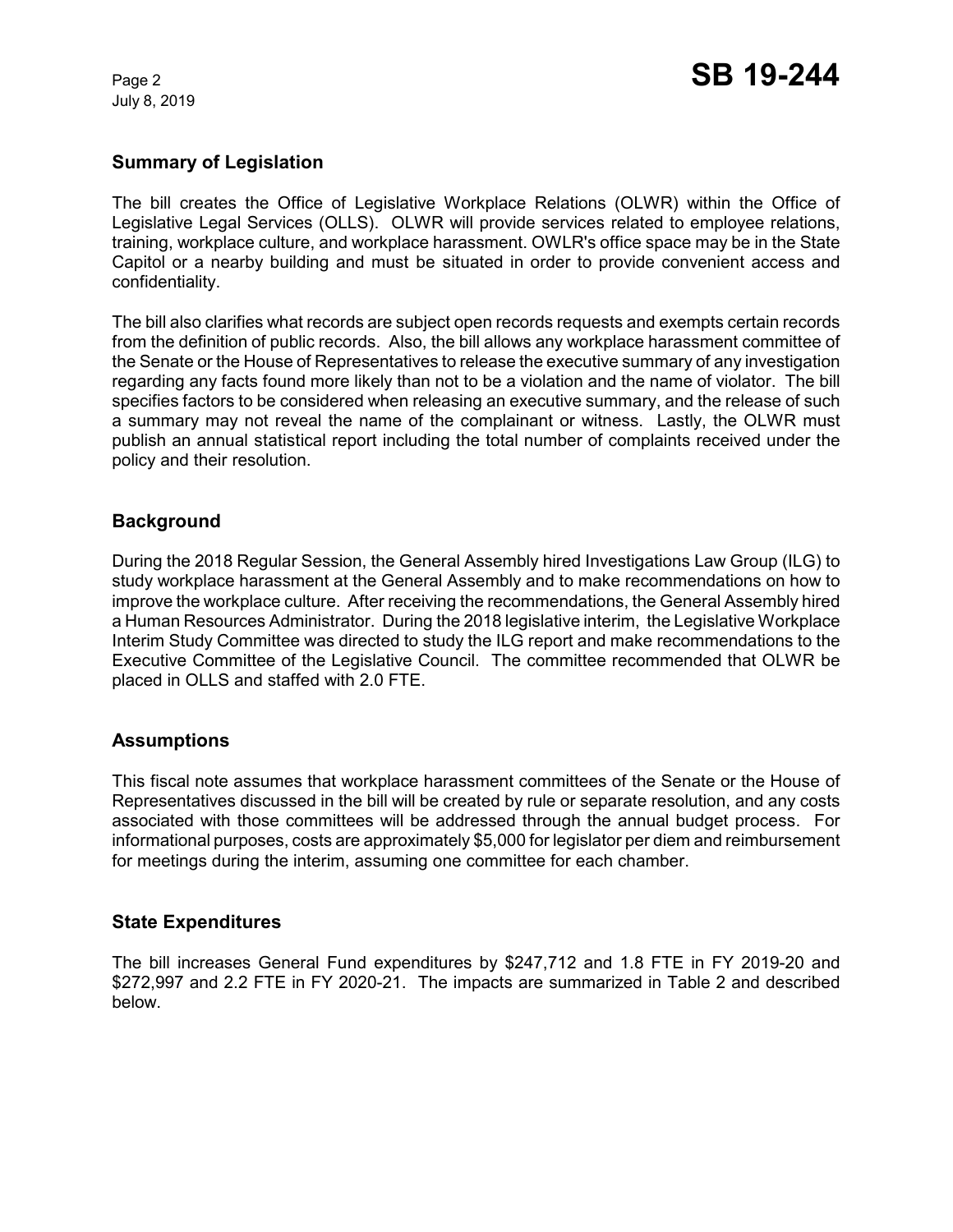## Summary of Legislation

The bill creates the Office of Legislative Workplace Relations (OLWR) within the Office of Legislative Legal Services (OLLS). OLWR will provide services related to employee relations, training, workplace culture, and workplace harassment. OWLR's office space may be in the State Capitol or a nearby building and must be situated in order to provide convenient access and confidentiality.

The bill also clarifies what records are subject open records requests and exempts certain records from the definition of public records. Also, the bill allows any workplace harassment committee of the Senate or the House of Representatives to release the executive summary of any investigation regarding any facts found more likely than not to be a violation and the name of violator. The bill specifies factors to be considered when releasing an executive summary, and the release of such a summary may not reveal the name of the complainant or witness. Lastly, the OLWR must publish an annual statistical report including the total number of complaints received under the policy and their resolution.

## Background

During the 2018 Regular Session, the General Assembly hired Investigations Law Group (ILG) to study workplace harassment at the General Assembly and to make recommendations on how to improve the workplace culture. After receiving the recommendations, the General Assembly hired a Human Resources Administrator. During the 2018 legislative interim, the Legislative Workplace Interim Study Committee was directed to study the ILG report and make recommendations to the Executive Committee of the Legislative Council. The committee recommended that OLWR be placed in OLLS and staffed with 2.0 FTE.

## Assumptions

This fiscal note assumes that workplace harassment committees of the Senate or the House of Representatives discussed in the bill will be created by rule or separate resolution, and any costs associated with those committees will be addressed through the annual budget process. For informational purposes, costs are approximately $5,000 for legislator per diem and reimbursement for meetings during the interim, assuming one committee for each chamber.

## State Expenditures

The bill increases General Fund expenditures by $247,712 and 1.8 FTE in FY 2019-20 and $272,997 and 2.2 FTE in FY 2020-21. The impacts are summarized in Table 2 and described below.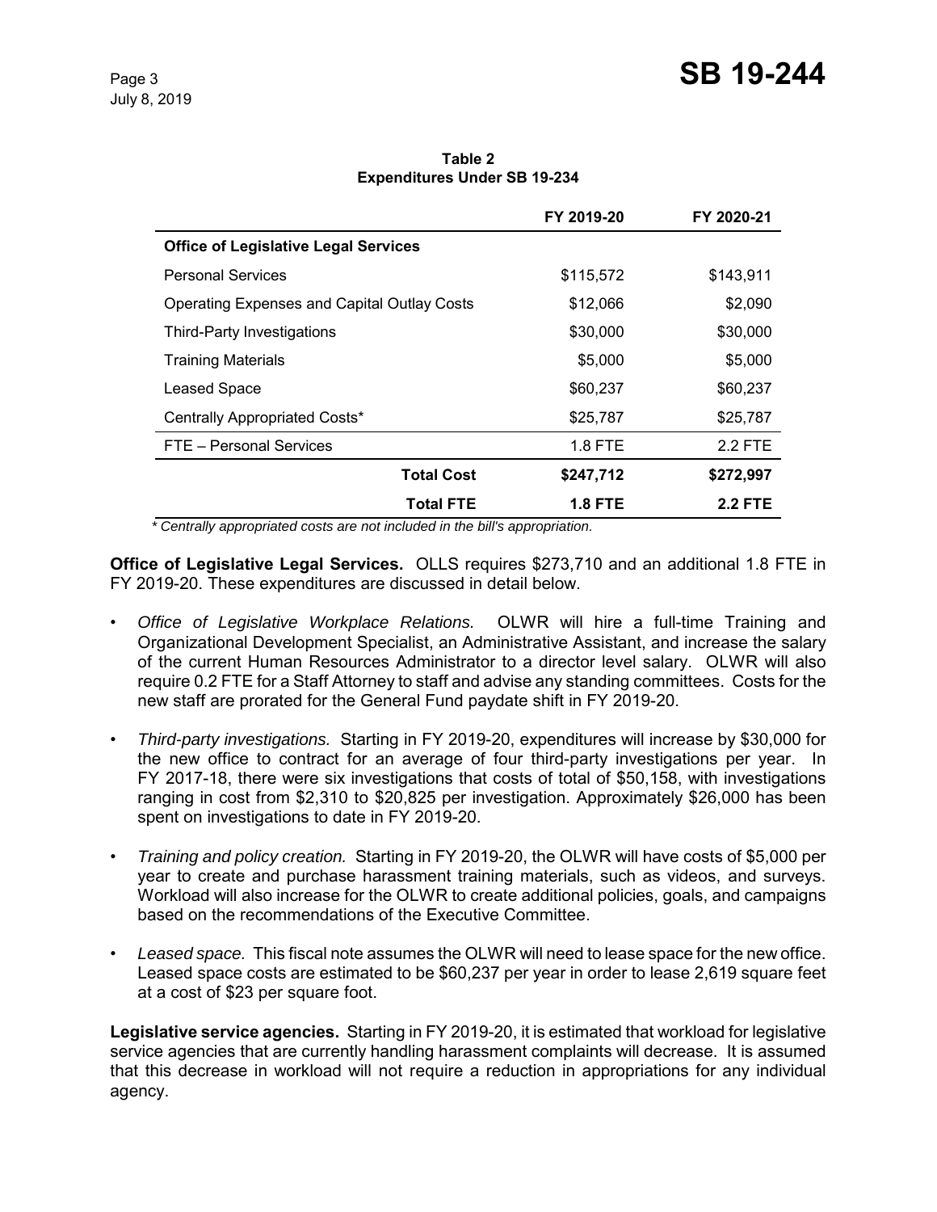**Table 2**
**Expenditures Under SB 19-234**

| | FY 2019-20 | FY 2020-21 |
|---|---|---|
| **Office of Legislative Legal Services** | | |
| Personal Services | $115,572 | $143,911 |
| Operating Expenses and Capital Outlay Costs | $12,066 | $2,090 |
| Third-Party Investigations | $30,000 | $30,000 |
| Training Materials | $5,000 | $5,000 |
| Leased Space | $60,237 | $60,237 |
| Centrally Appropriated Costs* | $25,787 | $25,787 |
| FTE – Personal Services | 1.8 FTE | 2.2 FTE |
| **Total Cost** | **$247,712** | **$272,997** |
| **Total FTE** | **1.8 FTE** | **2.2 FTE** |

*\* Centrally appropriated costs are not included in the bill's appropriation.*

**Office of Legislative Legal Services.** OLLS requires $273,710 and an additional 1.8 FTE in FY 2019-20. These expenditures are discussed in detail below.

- *Office of Legislative Workplace Relations.* OLWR will hire a full-time Training and Organizational Development Specialist, an Administrative Assistant, and increase the salary of the current Human Resources Administrator to a director level salary. OLWR will also require 0.2 FTE for a Staff Attorney to staff and advise any standing committees. Costs for the new staff are prorated for the General Fund paydate shift in FY 2019-20.

- *Third-party investigations.* Starting in FY 2019-20, expenditures will increase by $30,000 for the new office to contract for an average of four third-party investigations per year. In FY 2017-18, there were six investigations that costs of total of $50,158, with investigations ranging in cost from $2,310 to $20,825 per investigation. Approximately $26,000 has been spent on investigations to date in FY 2019-20.

- *Training and policy creation.* Starting in FY 2019-20, the OLWR will have costs of $5,000 per year to create and purchase harassment training materials, such as videos, and surveys. Workload will also increase for the OLWR to create additional policies, goals, and campaigns based on the recommendations of the Executive Committee.

- *Leased space.* This fiscal note assumes the OLWR will need to lease space for the new office. Leased space costs are estimated to be $60,237 per year in order to lease 2,619 square feet at a cost of $23 per square foot.

**Legislative service agencies.** Starting in FY 2019-20, it is estimated that workload for legislative service agencies that are currently handling harassment complaints will decrease. It is assumed that this decrease in workload will not require a reduction in appropriations for any individual agency.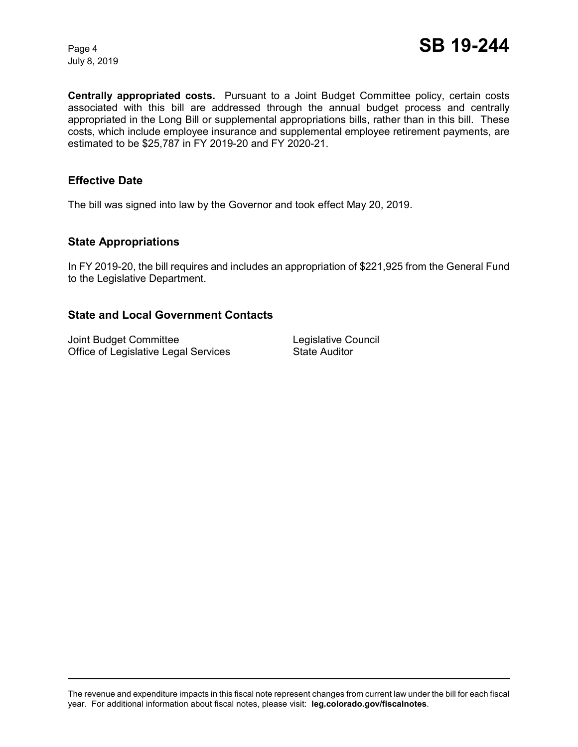**Centrally appropriated costs.** Pursuant to a Joint Budget Committee policy, certain costs associated with this bill are addressed through the annual budget process and centrally appropriated in the Long Bill or supplemental appropriations bills, rather than in this bill. These costs, which include employee insurance and supplemental employee retirement payments, are estimated to be $25,787 in FY 2019-20 and FY 2020-21.

## Effective Date

The bill was signed into law by the Governor and took effect May 20, 2019.

## State Appropriations

In FY 2019-20, the bill requires and includes an appropriation of $221,925 from the General Fund to the Legislative Department.

## State and Local Government Contacts

Joint Budget Committee
Legislative Council
Office of Legislative Legal Services
State Auditor

The revenue and expenditure impacts in this fiscal note represent changes from current law under the bill for each fiscal year. For additional information about fiscal notes, please visit: **leg.colorado.gov/fiscalnotes**.